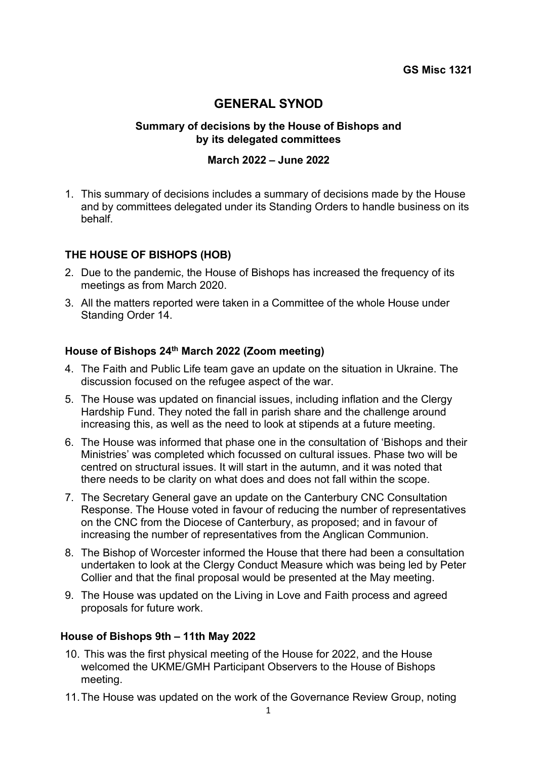**GS Misc 1321**

# GENERAL SYNOD

## Summary of decisions by the House of Bishops and by its delegated committees

### March 2022 – June 2022

1. This summary of decisions includes a summary of decisions made by the House and by committees delegated under its Standing Orders to handle business on its behalf.

## THE HOUSE OF BISHOPS (HOB)

2. Due to the pandemic, the House of Bishops has increased the frequency of its meetings as from March 2020.
3. All the matters reported were taken in a Committee of the whole House under Standing Order 14.

### House of Bishops 24th March 2022 (Zoom meeting)

4. The Faith and Public Life team gave an update on the situation in Ukraine. The discussion focused on the refugee aspect of the war.
5. The House was updated on financial issues, including inflation and the Clergy Hardship Fund. They noted the fall in parish share and the challenge around increasing this, as well as the need to look at stipends at a future meeting.
6. The House was informed that phase one in the consultation of 'Bishops and their Ministries' was completed which focussed on cultural issues. Phase two will be centred on structural issues. It will start in the autumn, and it was noted that there needs to be clarity on what does and does not fall within the scope.
7. The Secretary General gave an update on the Canterbury CNC Consultation Response. The House voted in favour of reducing the number of representatives on the CNC from the Diocese of Canterbury, as proposed; and in favour of increasing the number of representatives from the Anglican Communion.
8. The Bishop of Worcester informed the House that there had been a consultation undertaken to look at the Clergy Conduct Measure which was being led by Peter Collier and that the final proposal would be presented at the May meeting.
9. The House was updated on the Living in Love and Faith process and agreed proposals for future work.

### House of Bishops 9th – 11th May 2022

10. This was the first physical meeting of the House for 2022, and the House welcomed the UKME/GMH Participant Observers to the House of Bishops meeting.
11. The House was updated on the work of the Governance Review Group, noting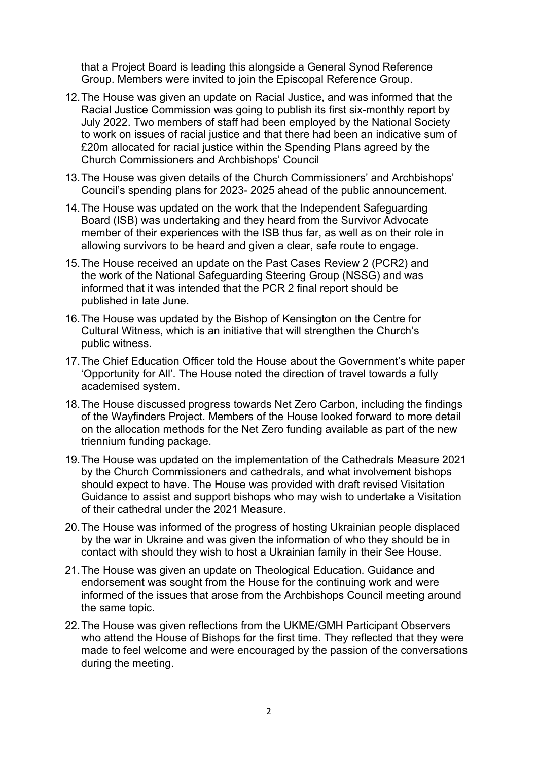that a Project Board is leading this alongside a General Synod Reference Group. Members were invited to join the Episcopal Reference Group.

12. The House was given an update on Racial Justice, and was informed that the Racial Justice Commission was going to publish its first six-monthly report by July 2022. Two members of staff had been employed by the National Society to work on issues of racial justice and that there had been an indicative sum of £20m allocated for racial justice within the Spending Plans agreed by the Church Commissioners and Archbishops' Council

13. The House was given details of the Church Commissioners' and Archbishops' Council's spending plans for 2023- 2025 ahead of the public announcement.

14. The House was updated on the work that the Independent Safeguarding Board (ISB) was undertaking and they heard from the Survivor Advocate member of their experiences with the ISB thus far, as well as on their role in allowing survivors to be heard and given a clear, safe route to engage.

15. The House received an update on the Past Cases Review 2 (PCR2) and the work of the National Safeguarding Steering Group (NSSG) and was informed that it was intended that the PCR 2 final report should be published in late June.

16. The House was updated by the Bishop of Kensington on the Centre for Cultural Witness, which is an initiative that will strengthen the Church's public witness.

17. The Chief Education Officer told the House about the Government's white paper 'Opportunity for All'. The House noted the direction of travel towards a fully academised system.

18. The House discussed progress towards Net Zero Carbon, including the findings of the Wayfinders Project. Members of the House looked forward to more detail on the allocation methods for the Net Zero funding available as part of the new triennium funding package.

19. The House was updated on the implementation of the Cathedrals Measure 2021 by the Church Commissioners and cathedrals, and what involvement bishops should expect to have. The House was provided with draft revised Visitation Guidance to assist and support bishops who may wish to undertake a Visitation of their cathedral under the 2021 Measure.

20. The House was informed of the progress of hosting Ukrainian people displaced by the war in Ukraine and was given the information of who they should be in contact with should they wish to host a Ukrainian family in their See House.

21. The House was given an update on Theological Education. Guidance and endorsement was sought from the House for the continuing work and were informed of the issues that arose from the Archbishops Council meeting around the same topic.

22. The House was given reflections from the UKME/GMH Participant Observers who attend the House of Bishops for the first time. They reflected that they were made to feel welcome and were encouraged by the passion of the conversations during the meeting.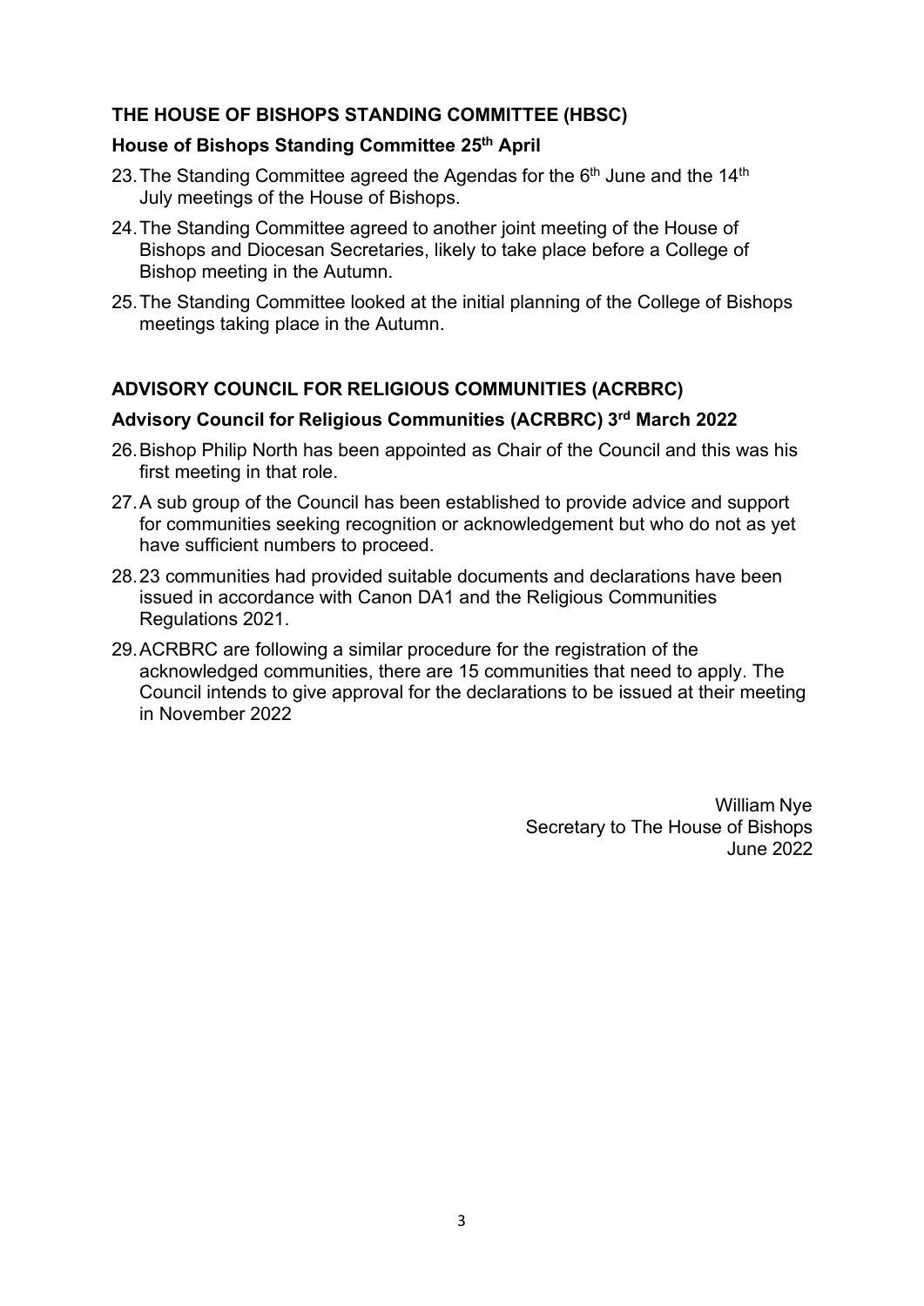## THE HOUSE OF BISHOPS STANDING COMMITTEE (HBSC)

### House of Bishops Standing Committee 25th April

23. The Standing Committee agreed the Agendas for the 6th June and the 14th July meetings of the House of Bishops.
24. The Standing Committee agreed to another joint meeting of the House of Bishops and Diocesan Secretaries, likely to take place before a College of Bishop meeting in the Autumn.
25. The Standing Committee looked at the initial planning of the College of Bishops meetings taking place in the Autumn.

## ADVISORY COUNCIL FOR RELIGIOUS COMMUNITIES (ACRBRC)

### Advisory Council for Religious Communities (ACRBRC) 3rd March 2022

26. Bishop Philip North has been appointed as Chair of the Council and this was his first meeting in that role.
27. A sub group of the Council has been established to provide advice and support for communities seeking recognition or acknowledgement but who do not as yet have sufficient numbers to proceed.
28. 23 communities had provided suitable documents and declarations have been issued in accordance with Canon DA1 and the Religious Communities Regulations 2021.
29. ACRBRC are following a similar procedure for the registration of the acknowledged communities, there are 15 communities that need to apply. The Council intends to give approval for the declarations to be issued at their meeting in November 2022

William Nye
Secretary to The House of Bishops
June 2022